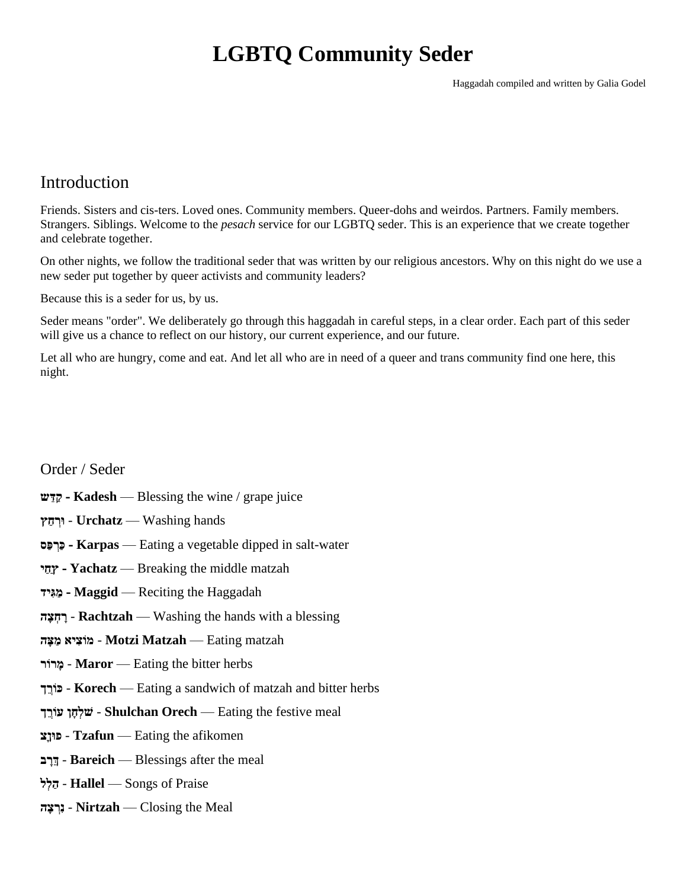# LGBTQ Community Seder

Haggadah compiled and written by Galia Godel

## Introduction

Friends. Sisters and cis-ters. Loved ones. Community members. Queer-dohs and weirdos. Partners. Family members. Strangers. Siblings. Welcome to the *pesach* service for our LGBTQ seder. This is an experience that we create together and celebrate together.

On other nights, we follow the traditional seder that was written by our religious ancestors. Why on this night do we use a new seder put together by queer activists and community leaders?

Because this is a seder for us, by us.

Seder means "order". We deliberately go through this haggadah in careful steps, in a clear order. Each part of this seder will give us a chance to reflect on our history, our current experience, and our future.

Let all who are hungry, come and eat. And let all who are in need of a queer and trans community find one here, this night.

## Order / Seder

**קַדֵּשׁ - Kadesh** — Blessing the wine / grape juice

**וּרְחַץ** - **Urchatz** — Washing hands

**כַּרְפַּס - Karpas** — Eating a vegetable dipped in salt-water

**יַחַץ - Yachatz** — Breaking the middle matzah

**מַגִּיד - Maggid** — Reciting the Haggadah

**רָחְצָה** - **Rachtzah** — Washing the hands with a blessing

**מוֹצִיא מַצָּה** - **Motzi Matzah** — Eating matzah

**מָרוֹר** - **Maror** — Eating the bitter herbs

**כּוֹרֵךְ** - **Korech** — Eating a sandwich of matzah and bitter herbs

**שֻׁלְחָן עוֹרֵךְ** - **Shulchan Orech** — Eating the festive meal

**צָפוּן** - **Tzafun** — Eating the afikomen

**בָּרֵךְ** - **Bareich** — Blessings after the meal

**הַלֵּל** - **Hallel** — Songs of Praise

**נִרְצָה** - **Nirtzah** — Closing the Meal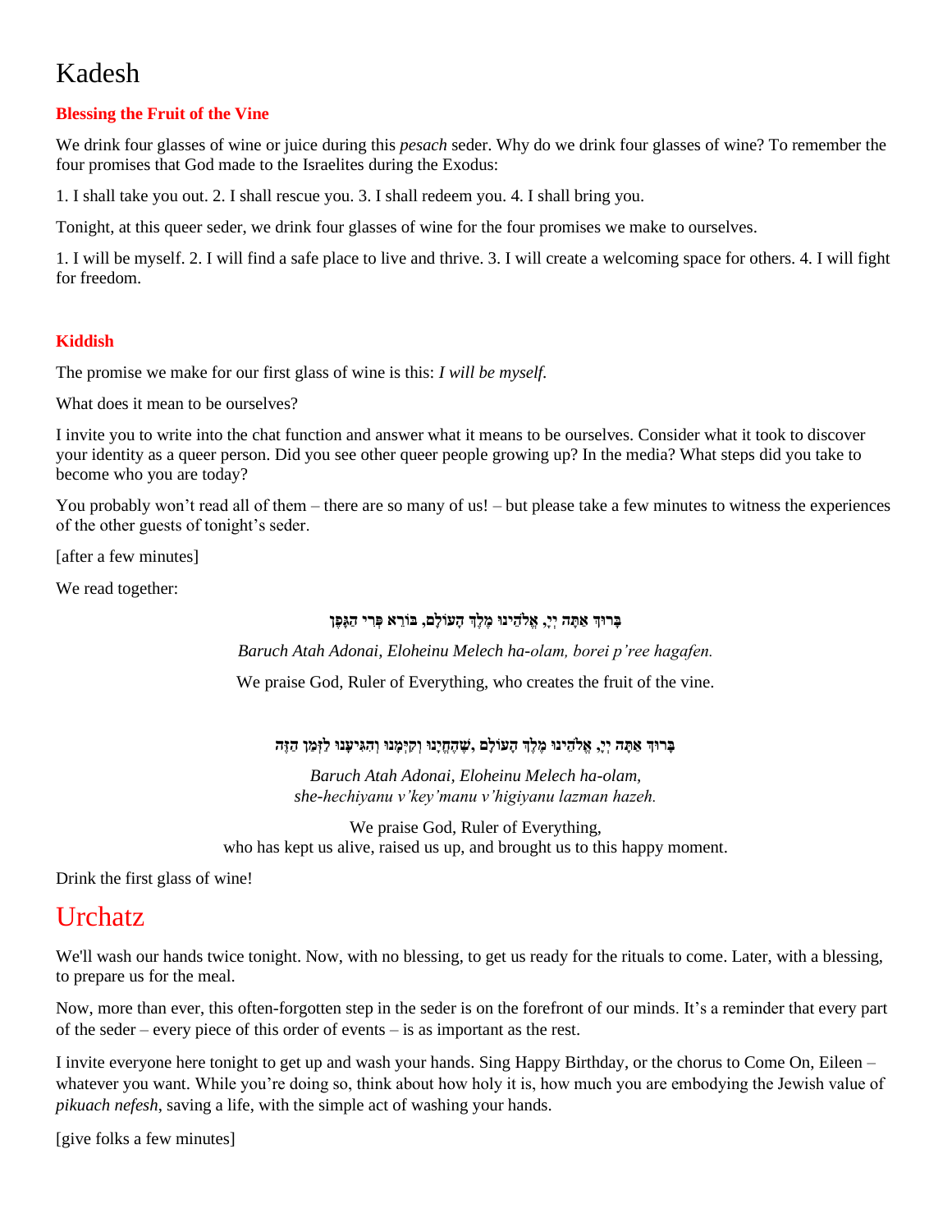# Kadesh

**Blessing the Fruit of the Vine**

We drink four glasses of wine or juice during this *pesach* seder. Why do we drink four glasses of wine? To remember the four promises that God made to the Israelites during the Exodus:

1. I shall take you out. 2. I shall rescue you. 3. I shall redeem you. 4. I shall bring you.

Tonight, at this queer seder, we drink four glasses of wine for the four promises we make to ourselves.

1. I will be myself. 2. I will find a safe place to live and thrive. 3. I will create a welcoming space for others. 4. I will fight for freedom.

**Kiddish**

The promise we make for our first glass of wine is this: *I will be myself.*

What does it mean to be ourselves?

I invite you to write into the chat function and answer what it means to be ourselves. Consider what it took to discover your identity as a queer person. Did you see other queer people growing up? In the media? What steps did you take to become who you are today?

You probably won't read all of them – there are so many of us! – but please take a few minutes to witness the experiences of the other guests of tonight's seder.

[after a few minutes]

We read together:

**בָּרוּךְ אַתָּה יְיָ, אֱלֹהֵינוּ מֶלֶךְ הָעוֹלָם, בּוֹרֵא פְּרִי הַגָּפֶן**

*Baruch Atah Adonai, Eloheinu Melech ha-olam, borei p'ree hagafen.*

We praise God, Ruler of Everything, who creates the fruit of the vine.

**בָּרוּךְ אַתָּה יְיָ, אֱלֹהֵינוּ מֶלֶךְ הָעוֹלָם ,שֶׁהֶחֱיָנוּ וְקִיְּמָנוּ וְהִגִּיעָנוּ לַזְּמַן הַזֶּה**

*Baruch Atah Adonai, Eloheinu Melech ha-olam,*
*she-hechiyanu v'key'manu v'higiyanu lazman hazeh.*

We praise God, Ruler of Everything,
who has kept us alive, raised us up, and brought us to this happy moment.

Drink the first glass of wine!

# Urchatz

We'll wash our hands twice tonight. Now, with no blessing, to get us ready for the rituals to come. Later, with a blessing, to prepare us for the meal.

Now, more than ever, this often-forgotten step in the seder is on the forefront of our minds. It's a reminder that every part of the seder – every piece of this order of events – is as important as the rest.

I invite everyone here tonight to get up and wash your hands. Sing Happy Birthday, or the chorus to Come On, Eileen – whatever you want. While you're doing so, think about how holy it is, how much you are embodying the Jewish value of *pikuach nefesh*, saving a life, with the simple act of washing your hands.

[give folks a few minutes]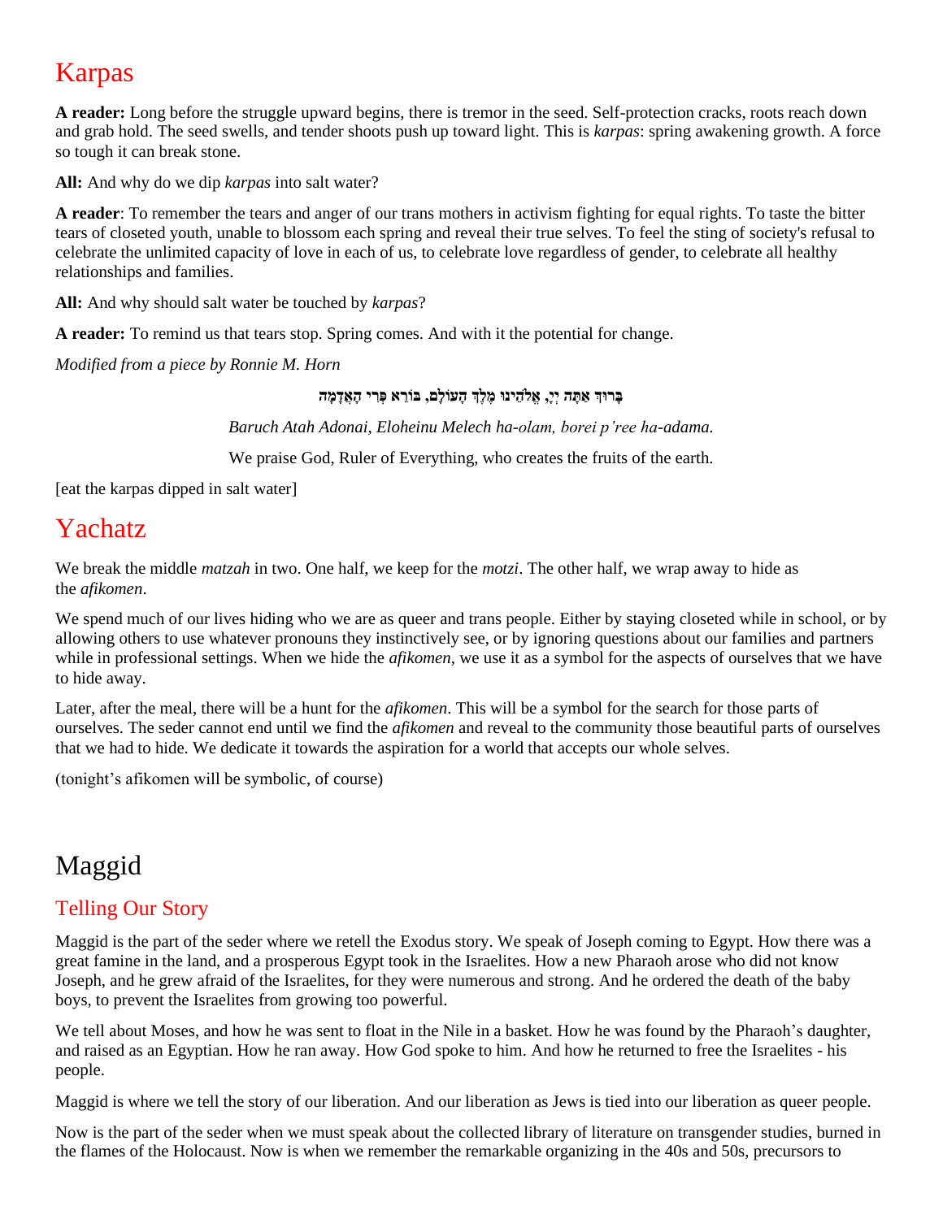# Karpas

**A reader:** Long before the struggle upward begins, there is tremor in the seed. Self-protection cracks, roots reach down and grab hold. The seed swells, and tender shoots push up toward light. This is *karpas*: spring awakening growth. A force so tough it can break stone.

**All:** And why do we dip *karpas* into salt water?

**A reader**: To remember the tears and anger of our trans mothers in activism fighting for equal rights. To taste the bitter tears of closeted youth, unable to blossom each spring and reveal their true selves. To feel the sting of society's refusal to celebrate the unlimited capacity of love in each of us, to celebrate love regardless of gender, to celebrate all healthy relationships and families.

**All:** And why should salt water be touched by *karpas*?

**A reader:** To remind us that tears stop. Spring comes. And with it the potential for change.

*Modified from a piece by Ronnie M. Horn*

**בָּרוּךְ אַתָּה יְיָ, אֱלֹהֵינוּ מֶלֶךְ הָעוֹלָם, בּוֹרֵא פְּרִי הָאֲדָמָה**

*Baruch Atah Adonai, Eloheinu Melech ha-olam, borei p'ree ha-adama.*

We praise God, Ruler of Everything, who creates the fruits of the earth.

[eat the karpas dipped in salt water]

# Yachatz

We break the middle *matzah* in two. One half, we keep for the *motzi*. The other half, we wrap away to hide as the *afikomen*.

We spend much of our lives hiding who we are as queer and trans people. Either by staying closeted while in school, or by allowing others to use whatever pronouns they instinctively see, or by ignoring questions about our families and partners while in professional settings. When we hide the *afikomen*, we use it as a symbol for the aspects of ourselves that we have to hide away.

Later, after the meal, there will be a hunt for the *afikomen*. This will be a symbol for the search for those parts of ourselves. The seder cannot end until we find the *afikomen* and reveal to the community those beautiful parts of ourselves that we had to hide. We dedicate it towards the aspiration for a world that accepts our whole selves.

(tonight's afikomen will be symbolic, of course)

# Maggid

## Telling Our Story

Maggid is the part of the seder where we retell the Exodus story. We speak of Joseph coming to Egypt. How there was a great famine in the land, and a prosperous Egypt took in the Israelites. How a new Pharaoh arose who did not know Joseph, and he grew afraid of the Israelites, for they were numerous and strong. And he ordered the death of the baby boys, to prevent the Israelites from growing too powerful.

We tell about Moses, and how he was sent to float in the Nile in a basket. How he was found by the Pharaoh's daughter, and raised as an Egyptian. How he ran away. How God spoke to him. And how he returned to free the Israelites - his people.

Maggid is where we tell the story of our liberation. And our liberation as Jews is tied into our liberation as queer people.

Now is the part of the seder when we must speak about the collected library of literature on transgender studies, burned in the flames of the Holocaust. Now is when we remember the remarkable organizing in the 40s and 50s, precursors to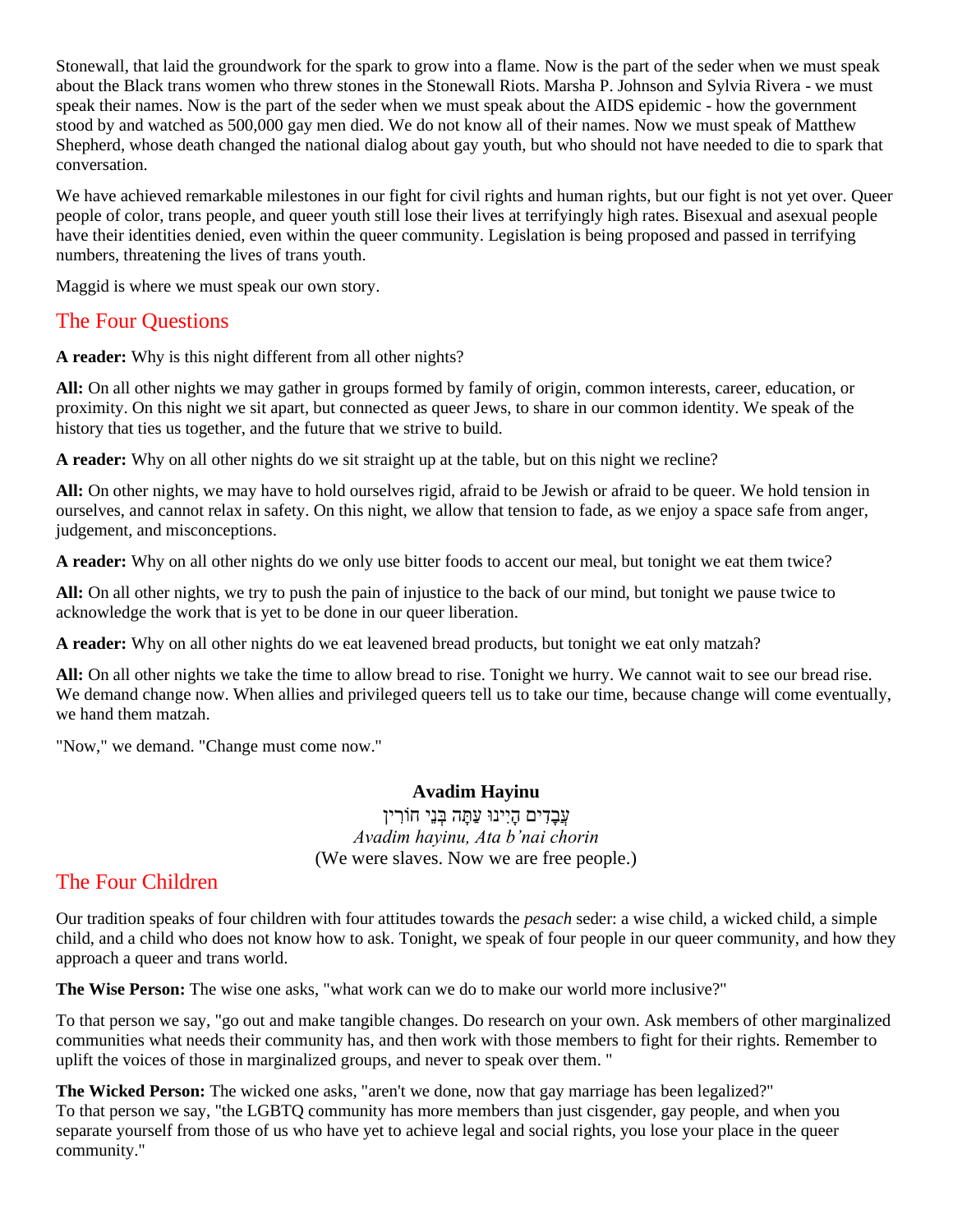Stonewall, that laid the groundwork for the spark to grow into a flame. Now is the part of the seder when we must speak about the Black trans women who threw stones in the Stonewall Riots. Marsha P. Johnson and Sylvia Rivera - we must speak their names. Now is the part of the seder when we must speak about the AIDS epidemic - how the government stood by and watched as 500,000 gay men died. We do not know all of their names. Now we must speak of Matthew Shepherd, whose death changed the national dialog about gay youth, but who should not have needed to die to spark that conversation.

We have achieved remarkable milestones in our fight for civil rights and human rights, but our fight is not yet over. Queer people of color, trans people, and queer youth still lose their lives at terrifyingly high rates. Bisexual and asexual people have their identities denied, even within the queer community. Legislation is being proposed and passed in terrifying numbers, threatening the lives of trans youth.

Maggid is where we must speak our own story.

## The Four Questions

**A reader:** Why is this night different from all other nights?

**All:** On all other nights we may gather in groups formed by family of origin, common interests, career, education, or proximity. On this night we sit apart, but connected as queer Jews, to share in our common identity. We speak of the history that ties us together, and the future that we strive to build.

**A reader:** Why on all other nights do we sit straight up at the table, but on this night we recline?

**All:** On other nights, we may have to hold ourselves rigid, afraid to be Jewish or afraid to be queer. We hold tension in ourselves, and cannot relax in safety. On this night, we allow that tension to fade, as we enjoy a space safe from anger, judgement, and misconceptions.

**A reader:** Why on all other nights do we only use bitter foods to accent our meal, but tonight we eat them twice?

**All:** On all other nights, we try to push the pain of injustice to the back of our mind, but tonight we pause twice to acknowledge the work that is yet to be done in our queer liberation.

**A reader:** Why on all other nights do we eat leavened bread products, but tonight we eat only matzah?

**All:** On all other nights we take the time to allow bread to rise. Tonight we hurry. We cannot wait to see our bread rise. We demand change now. When allies and privileged queers tell us to take our time, because change will come eventually, we hand them matzah.

"Now," we demand. "Change must come now."

**Avadim Hayinu**

עֲבָדִים הָיִינוּ עַתָּה בְּנֵי חוֹרִין

*Avadim hayinu, Ata b'nai chorin*

(We were slaves. Now we are free people.)

## The Four Children

Our tradition speaks of four children with four attitudes towards the *pesach* seder: a wise child, a wicked child, a simple child, and a child who does not know how to ask. Tonight, we speak of four people in our queer community, and how they approach a queer and trans world.

**The Wise Person:** The wise one asks, "what work can we do to make our world more inclusive?"

To that person we say, "go out and make tangible changes. Do research on your own. Ask members of other marginalized communities what needs their community has, and then work with those members to fight for their rights. Remember to uplift the voices of those in marginalized groups, and never to speak over them. "

**The Wicked Person:** The wicked one asks, "aren't we done, now that gay marriage has been legalized?"
To that person we say, "the LGBTQ community has more members than just cisgender, gay people, and when you separate yourself from those of us who have yet to achieve legal and social rights, you lose your place in the queer community."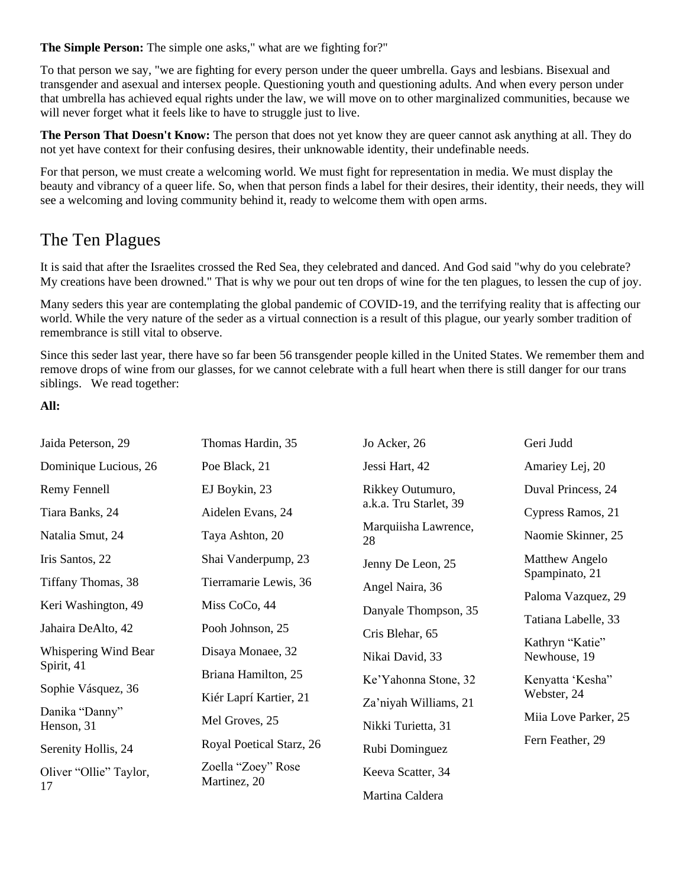**The Simple Person:** The simple one asks," what are we fighting for?"

To that person we say, "we are fighting for every person under the queer umbrella. Gays and lesbians. Bisexual and transgender and asexual and intersex people. Questioning youth and questioning adults. And when every person under that umbrella has achieved equal rights under the law, we will move on to other marginalized communities, because we will never forget what it feels like to have to struggle just to live.

**The Person That Doesn't Know:** The person that does not yet know they are queer cannot ask anything at all. They do not yet have context for their confusing desires, their unknowable identity, their undefinable needs.

For that person, we must create a welcoming world. We must fight for representation in media. We must display the beauty and vibrancy of a queer life. So, when that person finds a label for their desires, their identity, their needs, they will see a welcoming and loving community behind it, ready to welcome them with open arms.

## The Ten Plagues

It is said that after the Israelites crossed the Red Sea, they celebrated and danced. And God said "why do you celebrate? My creations have been drowned." That is why we pour out ten drops of wine for the ten plagues, to lessen the cup of joy.

Many seders this year are contemplating the global pandemic of COVID-19, and the terrifying reality that is affecting our world. While the very nature of the seder as a virtual connection is a result of this plague, our yearly somber tradition of remembrance is still vital to observe.

Since this seder last year, there have so far been 56 transgender people killed in the United States. We remember them and remove drops of wine from our glasses, for we cannot celebrate with a full heart when there is still danger for our trans siblings. We read together:

**All:**

Jaida Peterson, 29

Dominique Lucious, 26

Remy Fennell

Tiara Banks, 24

Natalia Smut, 24

Iris Santos, 22

Tiffany Thomas, 38

Keri Washington, 49

Jahaira DeAlto, 42

Whispering Wind Bear Spirit, 41

Sophie Vásquez, 36

Danika "Danny" Henson, 31

Serenity Hollis, 24

Oliver "Ollie" Taylor, 17

Thomas Hardin, 35

Poe Black, 21

EJ Boykin, 23

Aidelen Evans, 24

Taya Ashton, 20

Shai Vanderpump, 23

Tierramarie Lewis, 36

Miss CoCo, 44

Pooh Johnson, 25

Disaya Monaee, 32

Briana Hamilton, 25

Kiér Laprí Kartier, 21

Mel Groves, 25

Royal Poetical Starz, 26

Zoella "Zoey" Rose Martinez, 20

Jo Acker, 26

Jessi Hart, 42

Rikkey Outumuro, a.k.a. Tru Starlet, 39

Marquiisha Lawrence, 28

Jenny De Leon, 25

Angel Naira, 36

Danyale Thompson, 35

Cris Blehar, 65

Nikai David, 33

Ke'Yahonna Stone, 32

Za'niyah Williams, 21

Nikki Turietta, 31

Rubi Dominguez

Keeva Scatter, 34

Martina Caldera

Geri Judd

Amariey Lej, 20

Duval Princess, 24

Cypress Ramos, 21

Naomie Skinner, 25

Matthew Angelo Spampinato, 21

Paloma Vazquez, 29

Tatiana Labelle, 33

Kathryn "Katie" Newhouse, 19

Kenyatta 'Kesha' Webster, 24

Miia Love Parker, 25

Fern Feather, 29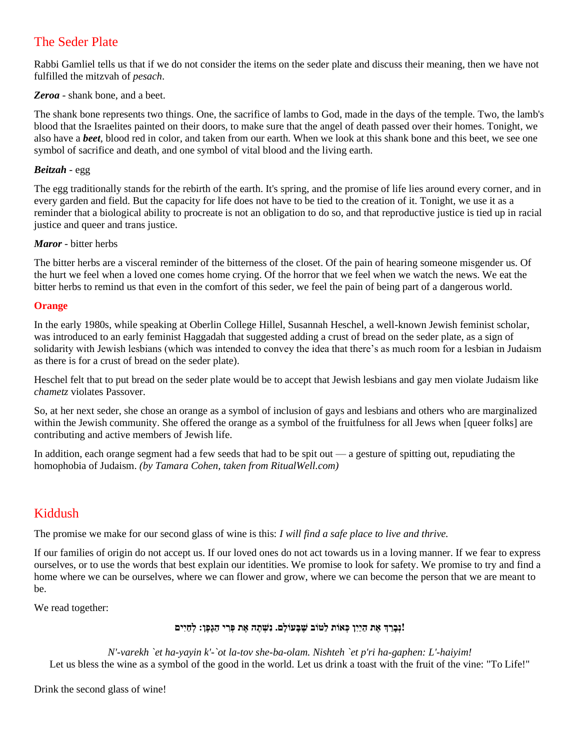## The Seder Plate

Rabbi Gamliel tells us that if we do not consider the items on the seder plate and discuss their meaning, then we have not fulfilled the mitzvah of *pesach*.

***Zeroa*** - shank bone, and a beet.

The shank bone represents two things. One, the sacrifice of lambs to God, made in the days of the temple. Two, the lamb's blood that the Israelites painted on their doors, to make sure that the angel of death passed over their homes. Tonight, we also have a ***beet***, blood red in color, and taken from our earth. When we look at this shank bone and this beet, we see one symbol of sacrifice and death, and one symbol of vital blood and the living earth.

***Beitzah*** - egg

The egg traditionally stands for the rebirth of the earth. It's spring, and the promise of life lies around every corner, and in every garden and field. But the capacity for life does not have to be tied to the creation of it. Tonight, we use it as a reminder that a biological ability to procreate is not an obligation to do so, and that reproductive justice is tied up in racial justice and queer and trans justice.

***Maror*** - bitter herbs

The bitter herbs are a visceral reminder of the bitterness of the closet. Of the pain of hearing someone misgender us. Of the hurt we feel when a loved one comes home crying. Of the horror that we feel when we watch the news. We eat the bitter herbs to remind us that even in the comfort of this seder, we feel the pain of being part of a dangerous world.

**Orange**

In the early 1980s, while speaking at Oberlin College Hillel, Susannah Heschel, a well-known Jewish feminist scholar, was introduced to an early feminist Haggadah that suggested adding a crust of bread on the seder plate, as a sign of solidarity with Jewish lesbians (which was intended to convey the idea that there's as much room for a lesbian in Judaism as there is for a crust of bread on the seder plate).

Heschel felt that to put bread on the seder plate would be to accept that Jewish lesbians and gay men violate Judaism like *chametz* violates Passover.

So, at her next seder, she chose an orange as a symbol of inclusion of gays and lesbians and others who are marginalized within the Jewish community. She offered the orange as a symbol of the fruitfulness for all Jews when [queer folks] are contributing and active members of Jewish life.

In addition, each orange segment had a few seeds that had to be spit out — a gesture of spitting out, repudiating the homophobia of Judaism. *(by Tamara Cohen, taken from RitualWell.com)*

## Kiddush

The promise we make for our second glass of wine is this: *I will find a safe place to live and thrive.*

If our families of origin do not accept us. If our loved ones do not act towards us in a loving manner. If we fear to express ourselves, or to use the words that best explain our identities. We promise to look for safety. We promise to try and find a home where we can be ourselves, where we can flower and grow, where we can become the person that we are meant to be.

We read together:

**נְבָרֵךְ אֶת הַיַּיִן כְּאוֹת לַטּוֹב שֶׁבָּעוֹלָם. נִשְׁתֶּה אֶת פְּרִי הַגֶּפֶן: לְחַיִּים!**

*N'-varekh `et ha-yayin k'-`ot la-tov she-ba-olam. Nishteh `et p'ri ha-gaphen: L'-haiyim!*
Let us bless the wine as a symbol of the good in the world. Let us drink a toast with the fruit of the vine: "To Life!"

Drink the second glass of wine!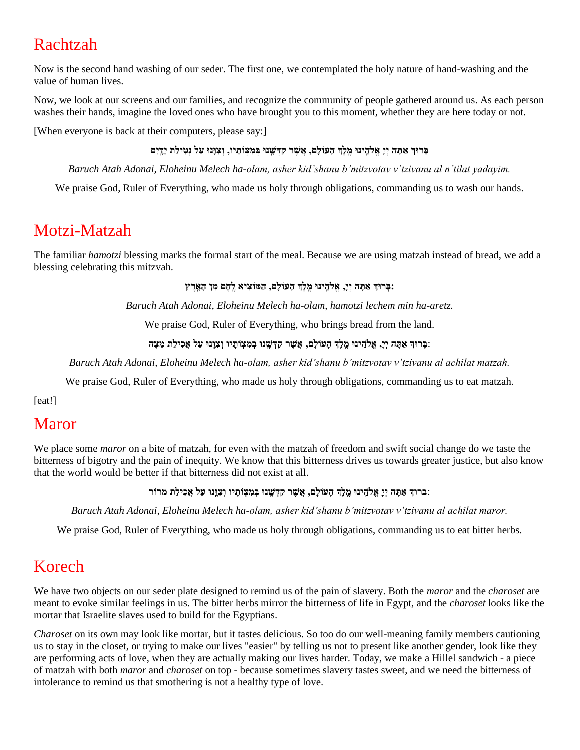# Rachtzah

Now is the second hand washing of our seder. The first one, we contemplated the holy nature of hand-washing and the value of human lives.

Now, we look at our screens and our families, and recognize the community of people gathered around us. As each person washes their hands, imagine the loved ones who have brought you to this moment, whether they are here today or not.

[When everyone is back at their computers, please say:]

בָּרוּךְ אַתָּה יְיָ אֱלֹהֵינוּ מֶלֶךְ הָעוֹלָם, אֲשֶׁר קִדְּשָׁנוּ בְּמִצְוֹתָיו, וְצִוָּנוּ עַל נְטִילַת יָדָיִם

*Baruch Atah Adonai, Eloheinu Melech ha-olam, asher kid'shanu b'mitzvotav v'tzivanu al n'tilat yadayim.*

We praise God, Ruler of Everything, who made us holy through obligations, commanding us to wash our hands.

# Motzi-Matzah

The familiar *hamotzi* blessing marks the formal start of the meal. Because we are using matzah instead of bread, we add a blessing celebrating this mitzvah.

בָּרוּךְ אַתָּה יְיָ, אֱלֹהֵינוּ מֶלֶךְ הָעוֹלָם, הַמּוֹצִיא לֶחֶם מִן הָאָרֶץ:

*Baruch Atah Adonai, Eloheinu Melech ha-olam, hamotzi lechem min ha-aretz.*

We praise God, Ruler of Everything, who brings bread from the land.

בָּרוּךְ אַתָּה יְיָ, אֱלֹהֵינוּ מֶלֶךְ הָעוֹלָם, אֲשֶׁר קִדְּשָׁנוּ בְּמִצְוֹתָיו וְצִוָּנוּ עַל אֲכִילַת מַצָּה:

*Baruch Atah Adonai, Eloheinu Melech ha-olam, asher kid'shanu b'mitzvotav v'tzivanu al achilat matzah.*

We praise God, Ruler of Everything, who made us holy through obligations, commanding us to eat matzah.

[eat!]

# Maror

We place some *maror* on a bite of matzah, for even with the matzah of freedom and swift social change do we taste the bitterness of bigotry and the pain of inequity. We know that this bitterness drives us towards greater justice, but also know that the world would be better if that bitterness did not exist at all.

ברוּךְ אַתָּה יְיָ אֱלֹהֵינוּ מֶלֶךְ הָעוֹלָם, אֲשֶׁר קִדְּשָׁנוּ בְּמִצְוֹתָיו וְצִוָּנוּ עַל אֲכִילַת מרוֹר:

*Baruch Atah Adonai, Eloheinu Melech ha-olam, asher kid'shanu b'mitzvotav v'tzivanu al achilat maror.*

We praise God, Ruler of Everything, who made us holy through obligations, commanding us to eat bitter herbs.

# Korech

We have two objects on our seder plate designed to remind us of the pain of slavery. Both the *maror* and the *charoset* are meant to evoke similar feelings in us. The bitter herbs mirror the bitterness of life in Egypt, and the *charoset* looks like the mortar that Israelite slaves used to build for the Egyptians.

*Charoset* on its own may look like mortar, but it tastes delicious. So too do our well-meaning family members cautioning us to stay in the closet, or trying to make our lives "easier" by telling us not to present like another gender, look like they are performing acts of love, when they are actually making our lives harder. Today, we make a Hillel sandwich - a piece of matzah with both *maror* and *charoset* on top - because sometimes slavery tastes sweet, and we need the bitterness of intolerance to remind us that smothering is not a healthy type of love.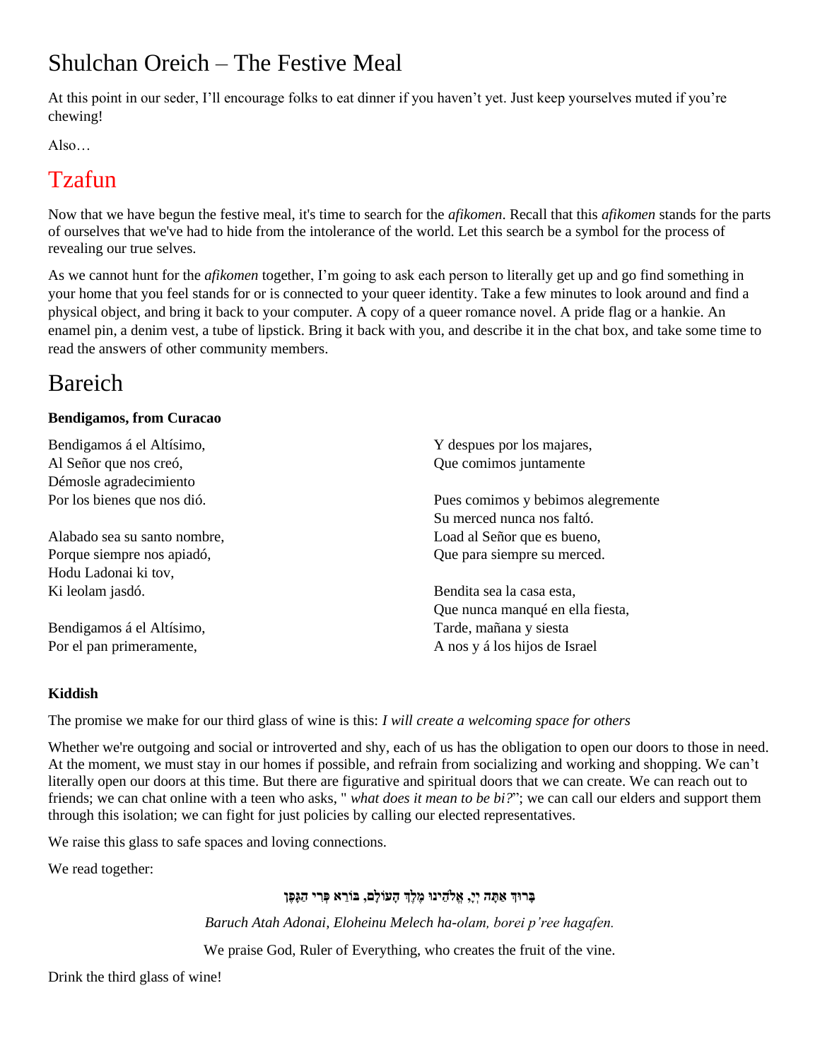# Shulchan Oreich – The Festive Meal

At this point in our seder, I'll encourage folks to eat dinner if you haven't yet. Just keep yourselves muted if you're chewing!

Also…

# Tzafun

Now that we have begun the festive meal, it's time to search for the *afikomen*. Recall that this *afikomen* stands for the parts of ourselves that we've had to hide from the intolerance of the world. Let this search be a symbol for the process of revealing our true selves.

As we cannot hunt for the *afikomen* together, I'm going to ask each person to literally get up and go find something in your home that you feel stands for or is connected to your queer identity. Take a few minutes to look around and find a physical object, and bring it back to your computer. A copy of a queer romance novel. A pride flag or a hankie. An enamel pin, a denim vest, a tube of lipstick. Bring it back with you, and describe it in the chat box, and take some time to read the answers of other community members.

# Bareich

**Bendigamos, from Curacao**

Bendigamos á el Altísimo,
Al Señor que nos creó,
Démosle agradecimiento
Por los bienes que nos dió.

Alabado sea su santo nombre,
Porque siempre nos apiadó,
Hodu Ladonai ki tov,
Ki leolam jasdó.

Bendigamos á el Altísimo,
Por el pan primeramente,
Y despues por los majares,
Que comimos juntamente

Pues comimos y bebimos alegremente
Su merced nunca nos faltó.
Load al Señor que es bueno,
Que para siempre su merced.

Bendita sea la casa esta,
Que nunca manqué en ella fiesta,
Tarde, mañana y siesta
A nos y á los hijos de Israel

**Kiddish**

The promise we make for our third glass of wine is this: *I will create a welcoming space for others*

Whether we're outgoing and social or introverted and shy, each of us has the obligation to open our doors to those in need. At the moment, we must stay in our homes if possible, and refrain from socializing and working and shopping. We can't literally open our doors at this time. But there are figurative and spiritual doors that we can create. We can reach out to friends; we can chat online with a teen who asks, " *what does it mean to be bi?*"; we can call our elders and support them through this isolation; we can fight for just policies by calling our elected representatives.

We raise this glass to safe spaces and loving connections.

We read together:

**בָּרוּךְ אַתָּה יְיָ, אֱלֹהֵינוּ מֶלֶךְ הָעוֹלָם, בּוֹרֵא פְּרִי הַגָּפֶן**

*Baruch Atah Adonai, Eloheinu Melech ha-olam, borei p'ree hagafen.*

We praise God, Ruler of Everything, who creates the fruit of the vine.

Drink the third glass of wine!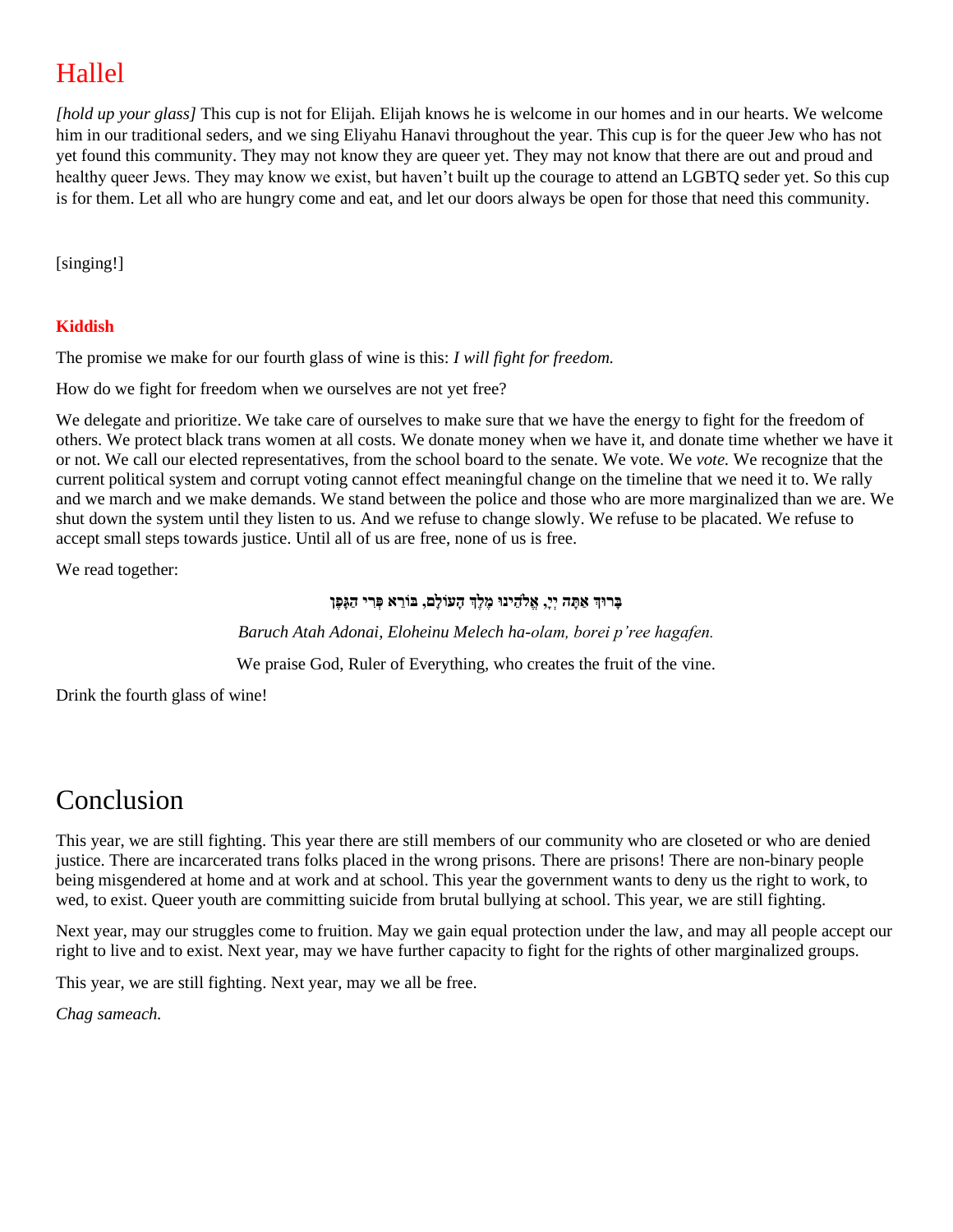# Hallel

*[hold up your glass]* This cup is not for Elijah. Elijah knows he is welcome in our homes and in our hearts. We welcome him in our traditional seders, and we sing Eliyahu Hanavi throughout the year. This cup is for the queer Jew who has not yet found this community. They may not know they are queer yet. They may not know that there are out and proud and healthy queer Jews. They may know we exist, but haven't built up the courage to attend an LGBTQ seder yet. So this cup is for them. Let all who are hungry come and eat, and let our doors always be open for those that need this community.

[singing!]

### Kiddish

The promise we make for our fourth glass of wine is this: *I will fight for freedom.*

How do we fight for freedom when we ourselves are not yet free?

We delegate and prioritize. We take care of ourselves to make sure that we have the energy to fight for the freedom of others. We protect black trans women at all costs. We donate money when we have it, and donate time whether we have it or not. We call our elected representatives, from the school board to the senate. We vote. We *vote.* We recognize that the current political system and corrupt voting cannot effect meaningful change on the timeline that we need it to. We rally and we march and we make demands. We stand between the police and those who are more marginalized than we are. We shut down the system until they listen to us. And we refuse to change slowly. We refuse to be placated. We refuse to accept small steps towards justice. Until all of us are free, none of us is free.

We read together:

**בָּרוּךְ אַתָּה יְיָ, אֱלֹהֵינוּ מֶלֶךְ הָעוֹלָם, בּוֹרֵא פְּרִי הַגָּפֶן**

*Baruch Atah Adonai, Eloheinu Melech ha-olam, borei p'ree hagafen.*

We praise God, Ruler of Everything, who creates the fruit of the vine.

Drink the fourth glass of wine!

# Conclusion

This year, we are still fighting. This year there are still members of our community who are closeted or who are denied justice. There are incarcerated trans folks placed in the wrong prisons. There are prisons! There are non-binary people being misgendered at home and at work and at school. This year the government wants to deny us the right to work, to wed, to exist. Queer youth are committing suicide from brutal bullying at school. This year, we are still fighting.

Next year, may our struggles come to fruition. May we gain equal protection under the law, and may all people accept our right to live and to exist. Next year, may we have further capacity to fight for the rights of other marginalized groups.

This year, we are still fighting. Next year, may we all be free.

*Chag sameach.*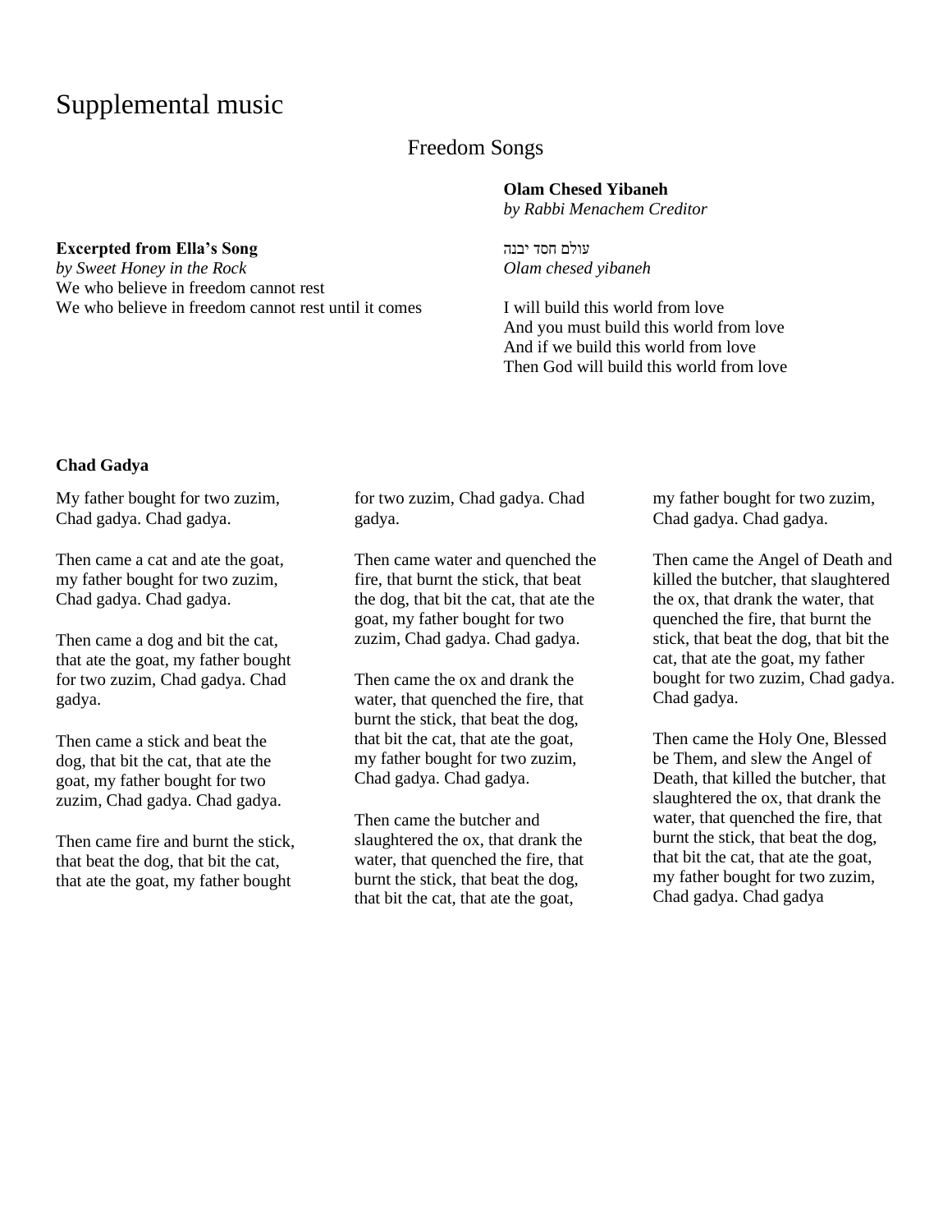# Supplemental music

## Freedom Songs

**Excerpted from Ella's Song**
*by Sweet Honey in the Rock*
We who believe in freedom cannot rest
We who believe in freedom cannot rest until it comes

**Olam Chesed Yibaneh**
*by Rabbi Menachem Creditor*

עולם חסד יבנה
*Olam chesed yibaneh*

I will build this world from love
And you must build this world from love
And if we build this world from love
Then God will build this world from love

**Chad Gadya**

My father bought for two zuzim, Chad gadya. Chad gadya.

Then came a cat and ate the goat, my father bought for two zuzim, Chad gadya. Chad gadya.

Then came a dog and bit the cat, that ate the goat, my father bought for two zuzim, Chad gadya. Chad gadya.

Then came a stick and beat the dog, that bit the cat, that ate the goat, my father bought for two zuzim, Chad gadya. Chad gadya.

Then came fire and burnt the stick, that beat the dog, that bit the cat, that ate the goat, my father bought for two zuzim, Chad gadya. Chad gadya.

Then came water and quenched the fire, that burnt the stick, that beat the dog, that bit the cat, that ate the goat, my father bought for two zuzim, Chad gadya. Chad gadya.

Then came the ox and drank the water, that quenched the fire, that burnt the stick, that beat the dog, that bit the cat, that ate the goat, my father bought for two zuzim, Chad gadya. Chad gadya.

Then came the butcher and slaughtered the ox, that drank the water, that quenched the fire, that burnt the stick, that beat the dog, that bit the cat, that ate the goat, my father bought for two zuzim, Chad gadya. Chad gadya.

Then came the Angel of Death and killed the butcher, that slaughtered the ox, that drank the water, that quenched the fire, that burnt the stick, that beat the dog, that bit the cat, that ate the goat, my father bought for two zuzim, Chad gadya. Chad gadya.

Then came the Holy One, Blessed be Them, and slew the Angel of Death, that killed the butcher, that slaughtered the ox, that drank the water, that quenched the fire, that burnt the stick, that beat the dog, that bit the cat, that ate the goat, my father bought for two zuzim, Chad gadya. Chad gadya